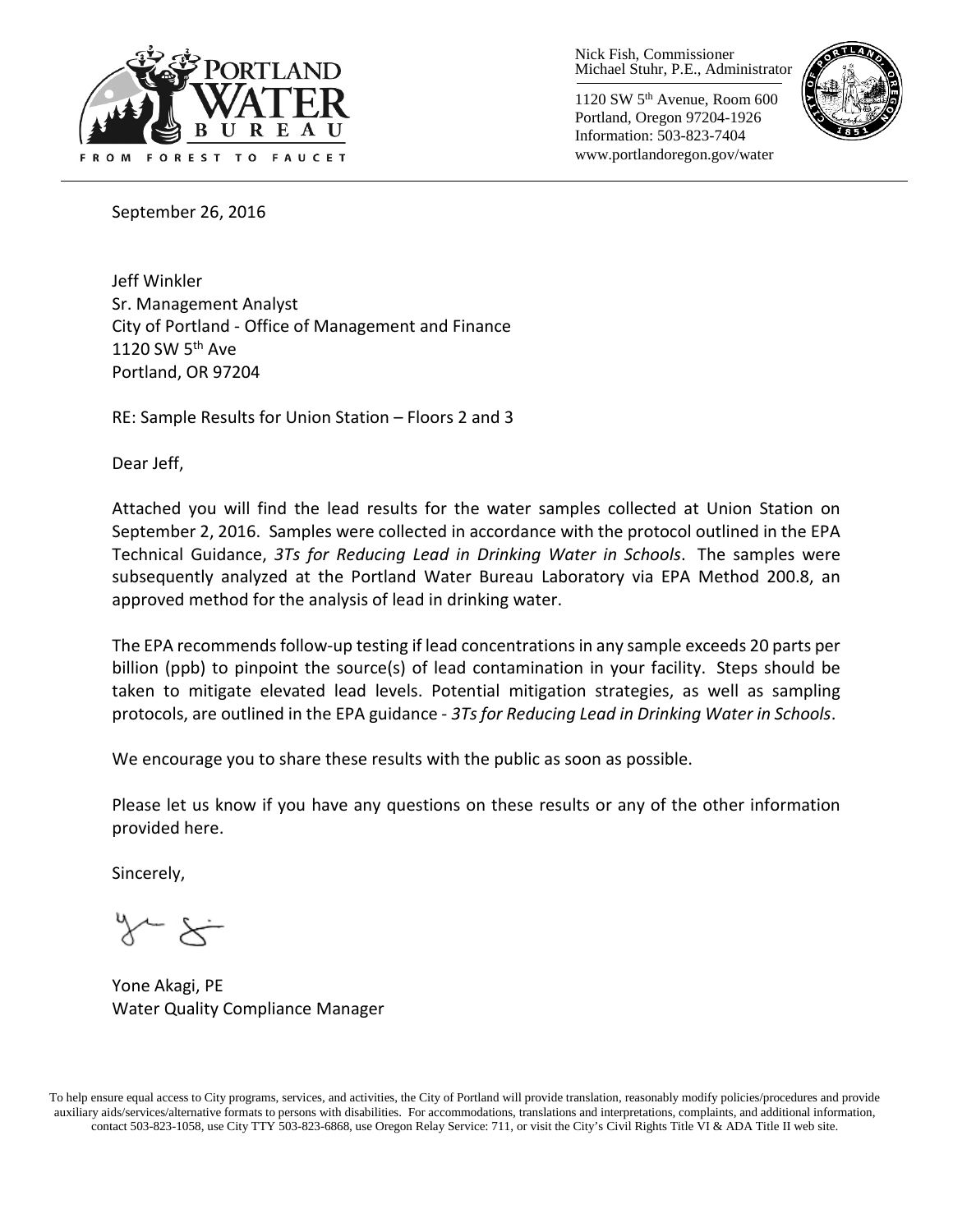PORTLAND WATER BUREAU

FROM FOREST TO FAUCET

Nick Fish, Commissioner
Michael Stuhr, P.E., Administrator

1120 SW 5th Avenue, Room 600
Portland, Oregon 97204-1926
Information: 503-823-7404
www.portlandoregon.gov/water

September 26, 2016

Jeff Winkler
Sr. Management Analyst
City of Portland - Office of Management and Finance
1120 SW 5th Ave
Portland, OR 97204

RE: Sample Results for Union Station – Floors 2 and 3

Dear Jeff,

Attached you will find the lead results for the water samples collected at Union Station on September 2, 2016. Samples were collected in accordance with the protocol outlined in the EPA Technical Guidance, *3Ts for Reducing Lead in Drinking Water in Schools*. The samples were subsequently analyzed at the Portland Water Bureau Laboratory via EPA Method 200.8, an approved method for the analysis of lead in drinking water.

The EPA recommends follow-up testing if lead concentrations in any sample exceeds 20 parts per billion (ppb) to pinpoint the source(s) of lead contamination in your facility. Steps should be taken to mitigate elevated lead levels. Potential mitigation strategies, as well as sampling protocols, are outlined in the EPA guidance - *3Ts for Reducing Lead in Drinking Water in Schools*.

We encourage you to share these results with the public as soon as possible.

Please let us know if you have any questions on these results or any of the other information provided here.

Sincerely,

Yone Akagi, PE
Water Quality Compliance Manager

To help ensure equal access to City programs, services, and activities, the City of Portland will provide translation, reasonably modify policies/procedures and provide auxiliary aids/services/alternative formats to persons with disabilities. For accommodations, translations and interpretations, complaints, and additional information, contact 503-823-1058, use City TTY 503-823-6868, use Oregon Relay Service: 711, or visit the City's Civil Rights Title VI & ADA Title II web site.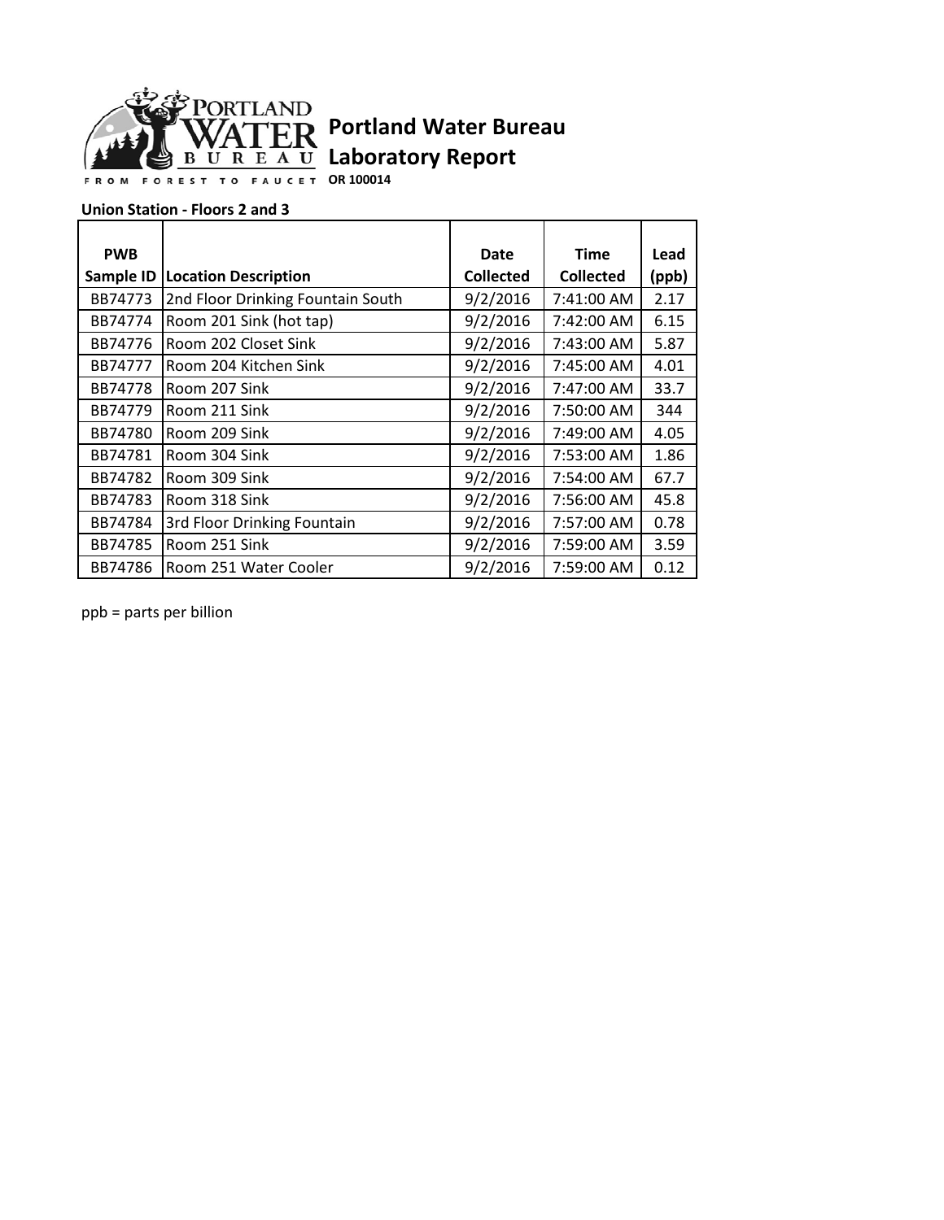PORTLAND WATER BUREAU

FROM FOREST TO FAUCET

# Portland Water Bureau
# Laboratory Report

**OR 100014**

**Union Station - Floors 2 and 3**

| PWB Sample ID | Location Description | Date Collected | Time Collected | Lead (ppb) |
|---|---|---|---|---|
| BB74773 | 2nd Floor Drinking Fountain South | 9/2/2016 | 7:41:00 AM | 2.17 |
| BB74774 | Room 201 Sink (hot tap) | 9/2/2016 | 7:42:00 AM | 6.15 |
| BB74776 | Room 202 Closet Sink | 9/2/2016 | 7:43:00 AM | 5.87 |
| BB74777 | Room 204 Kitchen Sink | 9/2/2016 | 7:45:00 AM | 4.01 |
| BB74778 | Room 207 Sink | 9/2/2016 | 7:47:00 AM | 33.7 |
| BB74779 | Room 211 Sink | 9/2/2016 | 7:50:00 AM | 344 |
| BB74780 | Room 209 Sink | 9/2/2016 | 7:49:00 AM | 4.05 |
| BB74781 | Room 304 Sink | 9/2/2016 | 7:53:00 AM | 1.86 |
| BB74782 | Room 309 Sink | 9/2/2016 | 7:54:00 AM | 67.7 |
| BB74783 | Room 318 Sink | 9/2/2016 | 7:56:00 AM | 45.8 |
| BB74784 | 3rd Floor Drinking Fountain | 9/2/2016 | 7:57:00 AM | 0.78 |
| BB74785 | Room 251 Sink | 9/2/2016 | 7:59:00 AM | 3.59 |
| BB74786 | Room 251 Water Cooler | 9/2/2016 | 7:59:00 AM | 0.12 |

ppb = parts per billion